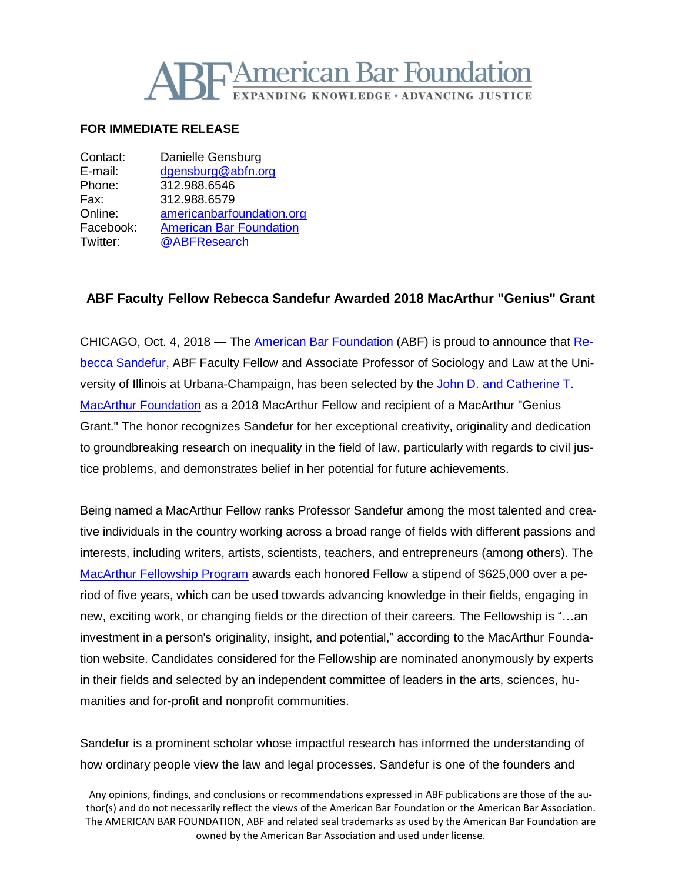# ABF American Bar Foundation

EXPANDING KNOWLEDGE • ADVANCING JUSTICE

**FOR IMMEDIATE RELEASE**

| | |
|---|---|
| Contact: | Danielle Gensburg |
| E-mail: | dgensburg@abfn.org |
| Phone: | 312.988.6546 |
| Fax: | 312.988.6579 |
| Online: | americanbarfoundation.org |
| Facebook: | American Bar Foundation |
| Twitter: | @ABFResearch |

## ABF Faculty Fellow Rebecca Sandefur Awarded 2018 MacArthur "Genius" Grant

CHICAGO, Oct. 4, 2018 — The American Bar Foundation (ABF) is proud to announce that Rebecca Sandefur, ABF Faculty Fellow and Associate Professor of Sociology and Law at the University of Illinois at Urbana-Champaign, has been selected by the John D. and Catherine T. MacArthur Foundation as a 2018 MacArthur Fellow and recipient of a MacArthur "Genius Grant." The honor recognizes Sandefur for her exceptional creativity, originality and dedication to groundbreaking research on inequality in the field of law, particularly with regards to civil justice problems, and demonstrates belief in her potential for future achievements.

Being named a MacArthur Fellow ranks Professor Sandefur among the most talented and creative individuals in the country working across a broad range of fields with different passions and interests, including writers, artists, scientists, teachers, and entrepreneurs (among others). The MacArthur Fellowship Program awards each honored Fellow a stipend of $625,000 over a period of five years, which can be used towards advancing knowledge in their fields, engaging in new, exciting work, or changing fields or the direction of their careers. The Fellowship is "…an investment in a person's originality, insight, and potential," according to the MacArthur Foundation website. Candidates considered for the Fellowship are nominated anonymously by experts in their fields and selected by an independent committee of leaders in the arts, sciences, humanities and for-profit and nonprofit communities.

Sandefur is a prominent scholar whose impactful research has informed the understanding of how ordinary people view the law and legal processes. Sandefur is one of the founders and

Any opinions, findings, and conclusions or recommendations expressed in ABF publications are those of the author(s) and do not necessarily reflect the views of the American Bar Foundation or the American Bar Association. The AMERICAN BAR FOUNDATION, ABF and related seal trademarks as used by the American Bar Foundation are owned by the American Bar Association and used under license.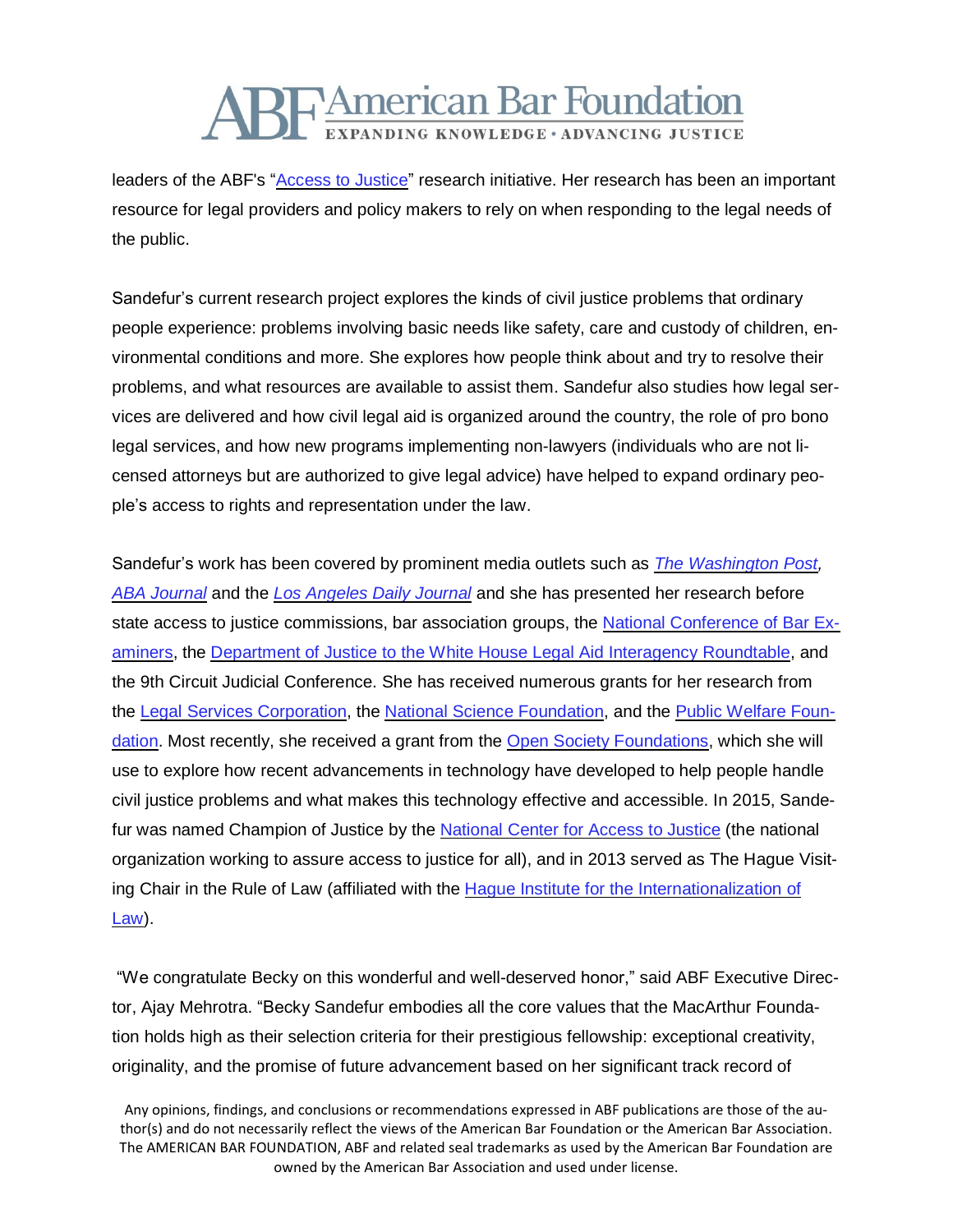leaders of the ABF's "Access to Justice" research initiative. Her research has been an important resource for legal providers and policy makers to rely on when responding to the legal needs of the public.

Sandefur's current research project explores the kinds of civil justice problems that ordinary people experience: problems involving basic needs like safety, care and custody of children, environmental conditions and more. She explores how people think about and try to resolve their problems, and what resources are available to assist them. Sandefur also studies how legal services are delivered and how civil legal aid is organized around the country, the role of pro bono legal services, and how new programs implementing non-lawyers (individuals who are not licensed attorneys but are authorized to give legal advice) have helped to expand ordinary people's access to rights and representation under the law.

Sandefur's work has been covered by prominent media outlets such as *The Washington Post*, *ABA Journal* and the *Los Angeles Daily Journal* and she has presented her research before state access to justice commissions, bar association groups, the National Conference of Bar Examiners, the Department of Justice to the White House Legal Aid Interagency Roundtable, and the 9th Circuit Judicial Conference. She has received numerous grants for her research from the Legal Services Corporation, the National Science Foundation, and the Public Welfare Foundation. Most recently, she received a grant from the Open Society Foundations, which she will use to explore how recent advancements in technology have developed to help people handle civil justice problems and what makes this technology effective and accessible. In 2015, Sandefur was named Champion of Justice by the National Center for Access to Justice (the national organization working to assure access to justice for all), and in 2013 served as The Hague Visiting Chair in the Rule of Law (affiliated with the Hague Institute for the Internationalization of Law).

"We congratulate Becky on this wonderful and well-deserved honor," said ABF Executive Director, Ajay Mehrotra. "Becky Sandefur embodies all the core values that the MacArthur Foundation holds high as their selection criteria for their prestigious fellowship: exceptional creativity, originality, and the promise of future advancement based on her significant track record of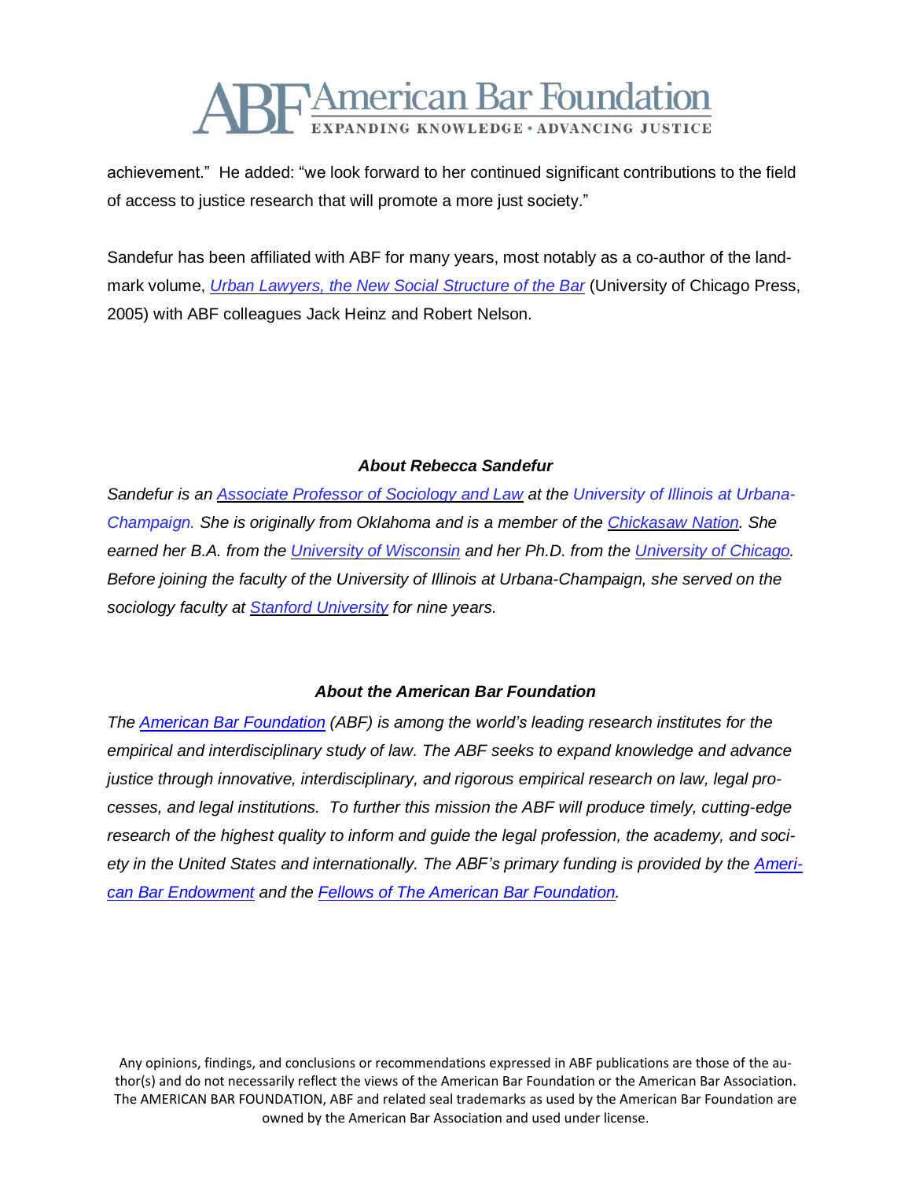achievement." He added: "we look forward to her continued significant contributions to the field of access to justice research that will promote a more just society."

Sandefur has been affiliated with ABF for many years, most notably as a co-author of the landmark volume, *Urban Lawyers, the New Social Structure of the Bar* (University of Chicago Press, 2005) with ABF colleagues Jack Heinz and Robert Nelson.

### *About Rebecca Sandefur*

*Sandefur is an Associate Professor of Sociology and Law at the University of Illinois at Urbana-Champaign. She is originally from Oklahoma and is a member of the Chickasaw Nation. She earned her B.A. from the University of Wisconsin and her Ph.D. from the University of Chicago. Before joining the faculty of the University of Illinois at Urbana-Champaign, she served on the sociology faculty at Stanford University for nine years.*

### *About the American Bar Foundation*

*The American Bar Foundation (ABF) is among the world's leading research institutes for the empirical and interdisciplinary study of law. The ABF seeks to expand knowledge and advance justice through innovative, interdisciplinary, and rigorous empirical research on law, legal processes, and legal institutions. To further this mission the ABF will produce timely, cutting-edge research of the highest quality to inform and guide the legal profession, the academy, and society in the United States and internationally. The ABF's primary funding is provided by the American Bar Endowment and the Fellows of The American Bar Foundation.*

Any opinions, findings, and conclusions or recommendations expressed in ABF publications are those of the author(s) and do not necessarily reflect the views of the American Bar Foundation or the American Bar Association. The AMERICAN BAR FOUNDATION, ABF and related seal trademarks as used by the American Bar Foundation are owned by the American Bar Association and used under license.